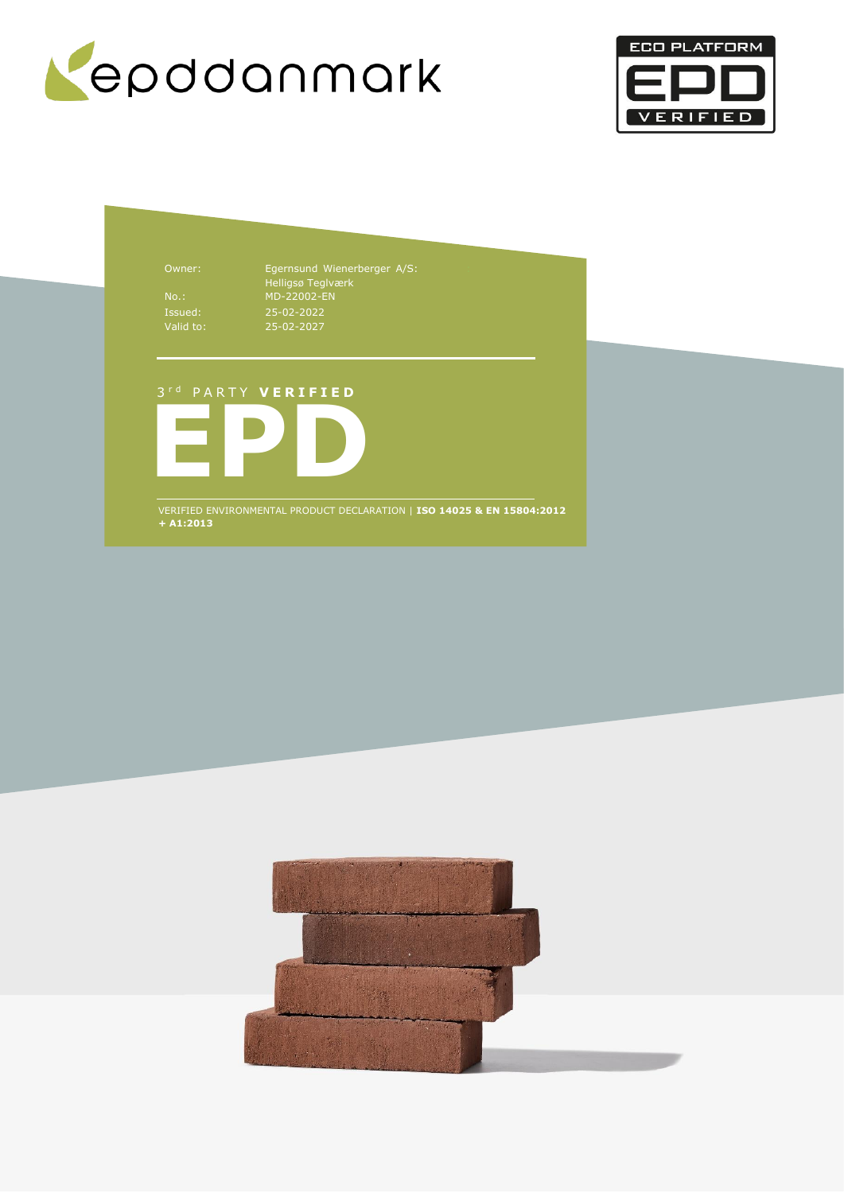epddanmark

ECO PLATFORM EPD VERIFIED

| | |
|---|---|
| Owner: | Egernsund Wienerberger A/S: Helligsø Teglværk |
| No.: | MD-22002-EN |
| Issued: | 25-02-2022 |
| Valid to: | 25-02-2027 |

3rd PARTY **VERIFIED**

# EPD

VERIFIED ENVIRONMENTAL PRODUCT DECLARATION | **ISO 14025 & EN 15804:2012 + A1:2013**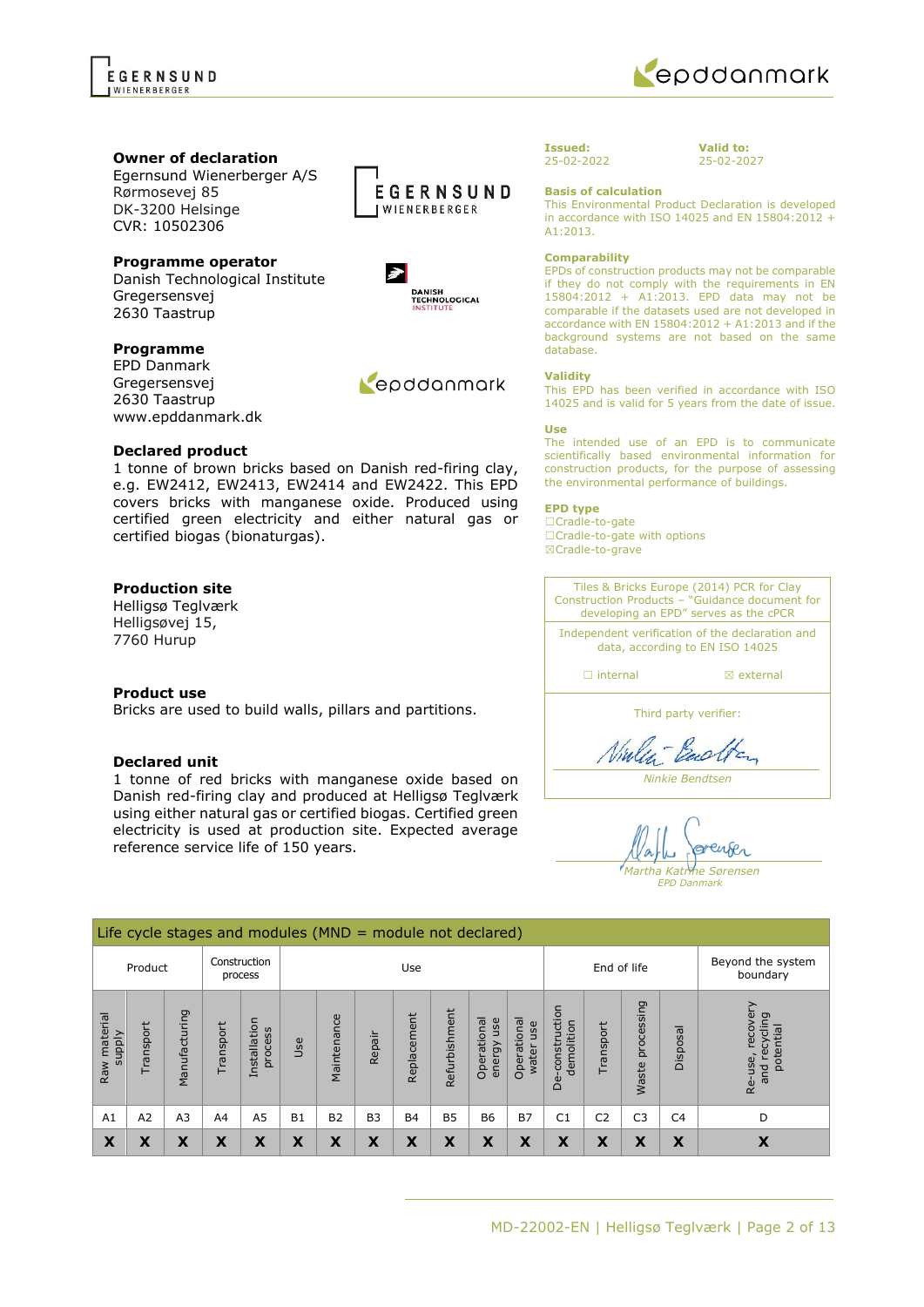**Owner of declaration**
Egernsund Wienerberger A/S
Rørmosevej 85
DK-3200 Helsinge
CVR: 10502306

**Programme operator**
Danish Technological Institute
Gregersensvej
2630 Taastrup

**Programme**
EPD Danmark
Gregersensvej
2630 Taastrup
www.epddanmark.dk

**Declared product**
1 tonne of brown bricks based on Danish red-firing clay, e.g. EW2412, EW2413, EW2414 and EW2422. This EPD covers bricks with manganese oxide. Produced using certified green electricity and either natural gas or certified biogas (bionaturgas).

**Production site**
Helligsø Teglværk
Helligsøvej 15,
7760 Hurup

**Product use**
Bricks are used to build walls, pillars and partitions.

**Declared unit**
1 tonne of red bricks with manganese oxide based on Danish red-firing clay and produced at Helligsø Teglværk using either natural gas or certified biogas. Certified green electricity is used at production site. Expected average reference service life of 150 years.

**Issued:** 25-02-2022

**Valid to:** 25-02-2027

**Basis of calculation**
This Environmental Product Declaration is developed in accordance with ISO 14025 and EN 15804:2012 + A1:2013.

**Comparability**
EPDs of construction products may not be comparable if they do not comply with the requirements in EN 15804:2012 + A1:2013. EPD data may not be comparable if the datasets used are not developed in accordance with EN 15804:2012 + A1:2013 and if the background systems are not based on the same database.

**Validity**
This EPD has been verified in accordance with ISO 14025 and is valid for 5 years from the date of issue.

**Use**
The intended use of an EPD is to communicate scientifically based environmental information for construction products, for the purpose of assessing the environmental performance of buildings.

**EPD type**
☐Cradle-to-gate
☐Cradle-to-gate with options
☒Cradle-to-grave

Tiles & Bricks Europe (2014) PCR for Clay Construction Products – "Guidance document for developing an EPD" serves as the cPCR

Independent verification of the declaration and data, according to EN ISO 14025

☐ internal ☒ external

Third party verifier:

*Ninkie Bendtsen*

*Martha Katrine Sørensen*
*EPD Danmark*

| Life cycle stages and modules (MND = module not declared) | | | | | | | | | | | | | | | | |
|---|---|---|---|---|---|---|---|---|---|---|---|---|---|---|---|---|
| Product | | | Construction process | | Use | | | | | | | End of life | | | | Beyond the system boundary |
| Raw material supply | Transport | Manufacturing | Transport | Installation process | Use | Maintenance | Repair | Replacement | Refurbishment | Operational energy use | Operational water use | De-construction demolition | Transport | Waste processing | Disposal | Re-use, recovery and recycling potential |
| A1 | A2 | A3 | A4 | A5 | B1 | B2 | B3 | B4 | B5 | B6 | B7 | C1 | C2 | C3 | C4 | D |
| X | X | X | X | X | X | X | X | X | X | X | X | X | X | X | X | X |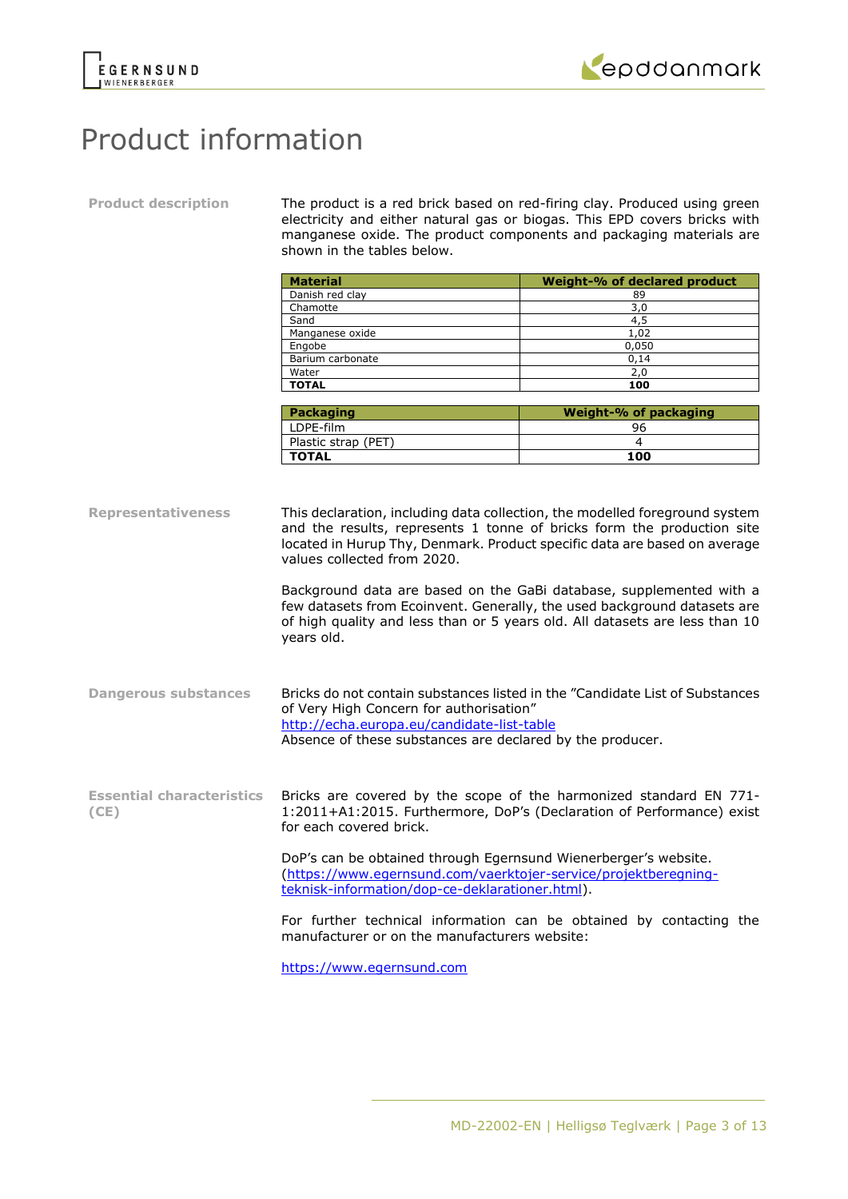# Product information

**Product description**

The product is a red brick based on red-firing clay. Produced using green electricity and either natural gas or biogas. This EPD covers bricks with manganese oxide. The product components and packaging materials are shown in the tables below.

| Material | Weight-% of declared product |
|---|---|
| Danish red clay | 89 |
| Chamotte | 3,0 |
| Sand | 4,5 |
| Manganese oxide | 1,02 |
| Engobe | 0,050 |
| Barium carbonate | 0,14 |
| Water | 2,0 |
| **TOTAL** | **100** |

| Packaging | Weight-% of packaging |
|---|---|
| LDPE-film | 96 |
| Plastic strap (PET) | 4 |
| **TOTAL** | **100** |

**Representativeness**

This declaration, including data collection, the modelled foreground system and the results, represents 1 tonne of bricks form the production site located in Hurup Thy, Denmark. Product specific data are based on average values collected from 2020.

Background data are based on the GaBi database, supplemented with a few datasets from Ecoinvent. Generally, the used background datasets are of high quality and less than or 5 years old. All datasets are less than 10 years old.

**Dangerous substances**

Bricks do not contain substances listed in the "Candidate List of Substances of Very High Concern for authorisation"
http://echa.europa.eu/candidate-list-table
Absence of these substances are declared by the producer.

**Essential characteristics (CE)**

Bricks are covered by the scope of the harmonized standard EN 771-1:2011+A1:2015. Furthermore, DoP's (Declaration of Performance) exist for each covered brick.

DoP's can be obtained through Egernsund Wienerberger's website. (https://www.egernsund.com/vaerktojer-service/projektberegning-teknisk-information/dop-ce-deklarationer.html).

For further technical information can be obtained by contacting the manufacturer or on the manufacturers website:

https://www.egernsund.com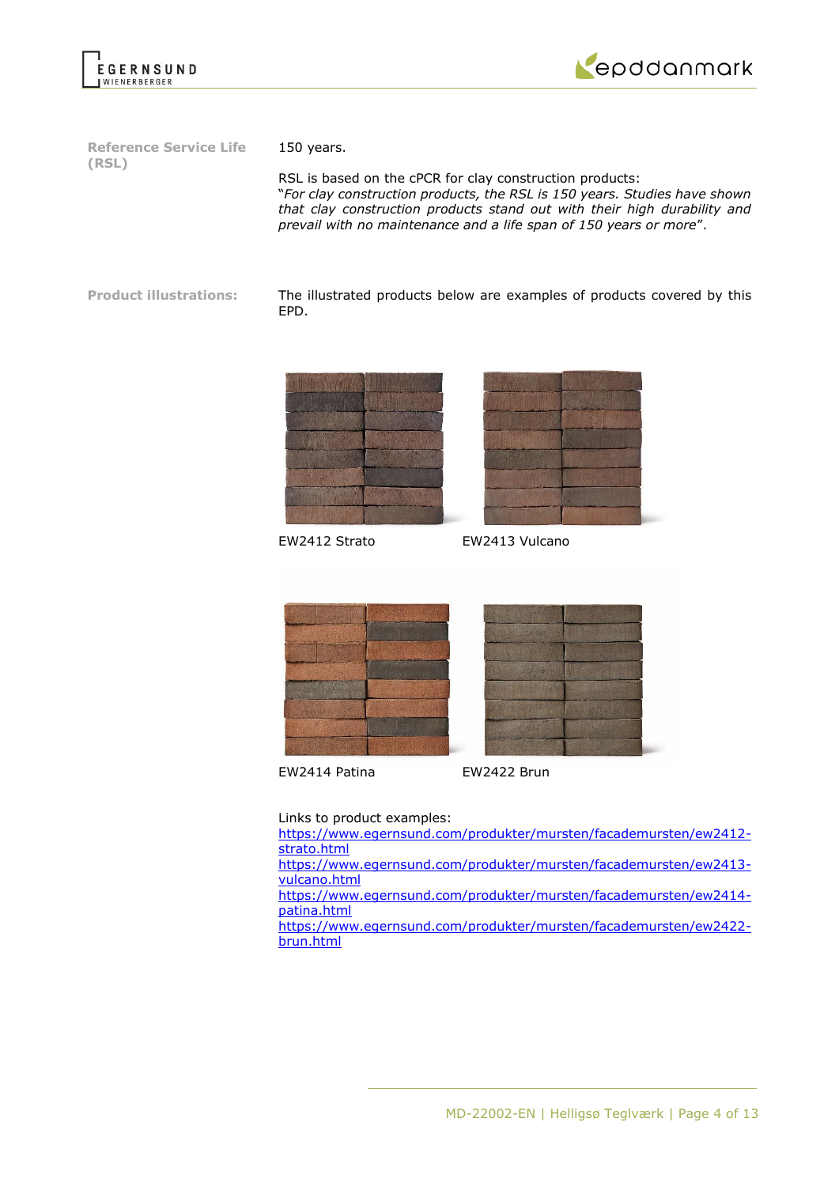**Reference Service Life (RSL)**

150 years.

RSL is based on the cPCR for clay construction products:
"*For clay construction products, the RSL is 150 years. Studies have shown that clay construction products stand out with their high durability and prevail with no maintenance and a life span of 150 years or more*".

**Product illustrations:**

The illustrated products below are examples of products covered by this EPD.

EW2412 Strato

EW2413 Vulcano

EW2414 Patina

EW2422 Brun

Links to product examples:
https://www.egernsund.com/produkter/mursten/facademursten/ew2412-strato.html
https://www.egernsund.com/produkter/mursten/facademursten/ew2413-vulcano.html
https://www.egernsund.com/produkter/mursten/facademursten/ew2414-patina.html
https://www.egernsund.com/produkter/mursten/facademursten/ew2422-brun.html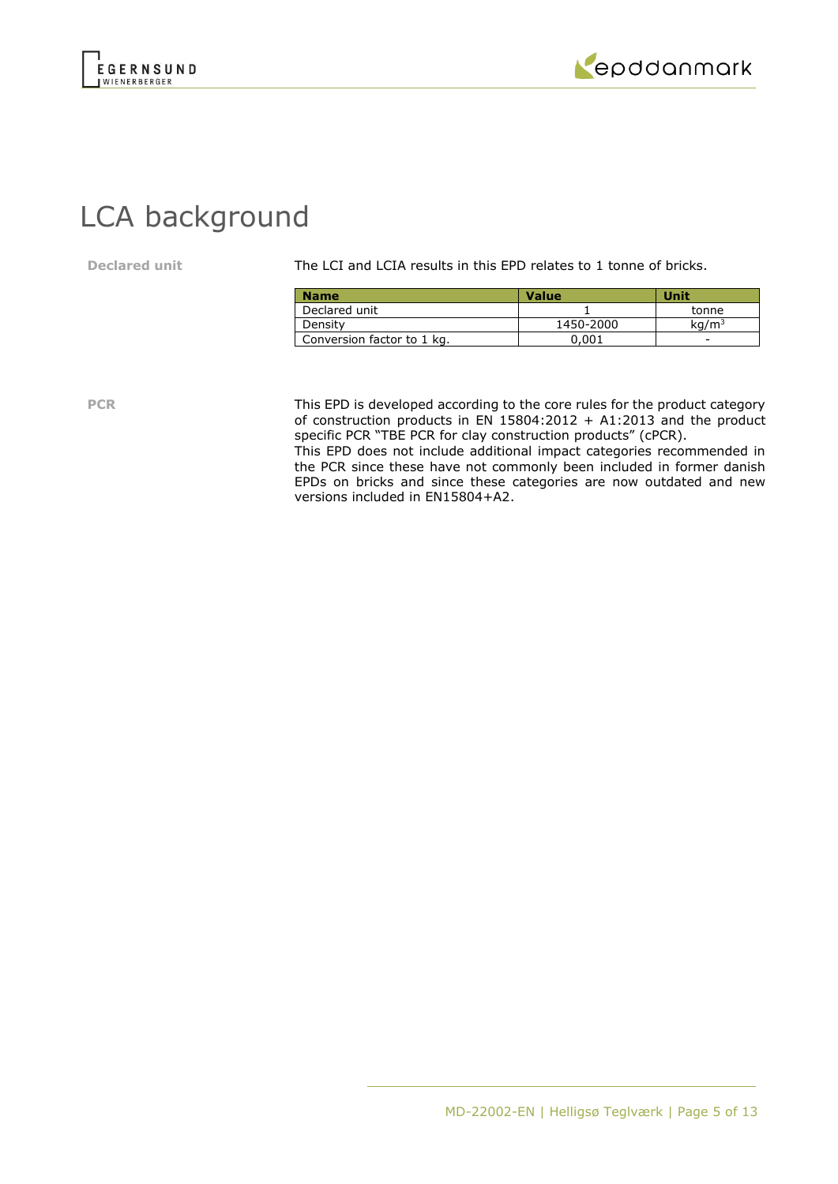# LCA background

**Declared unit**

The LCI and LCIA results in this EPD relates to 1 tonne of bricks.

| Name | Value | Unit |
|---|---|---|
| Declared unit | 1 | tonne |
| Density | 1450-2000 | $kg/m^3$ |
| Conversion factor to 1 kg. | 0,001 | - |

**PCR**

This EPD is developed according to the core rules for the product category of construction products in EN 15804:2012 + A1:2013 and the product specific PCR "TBE PCR for clay construction products" (cPCR).
This EPD does not include additional impact categories recommended in the PCR since these have not commonly been included in former danish EPDs on bricks and since these categories are now outdated and new versions included in EN15804+A2.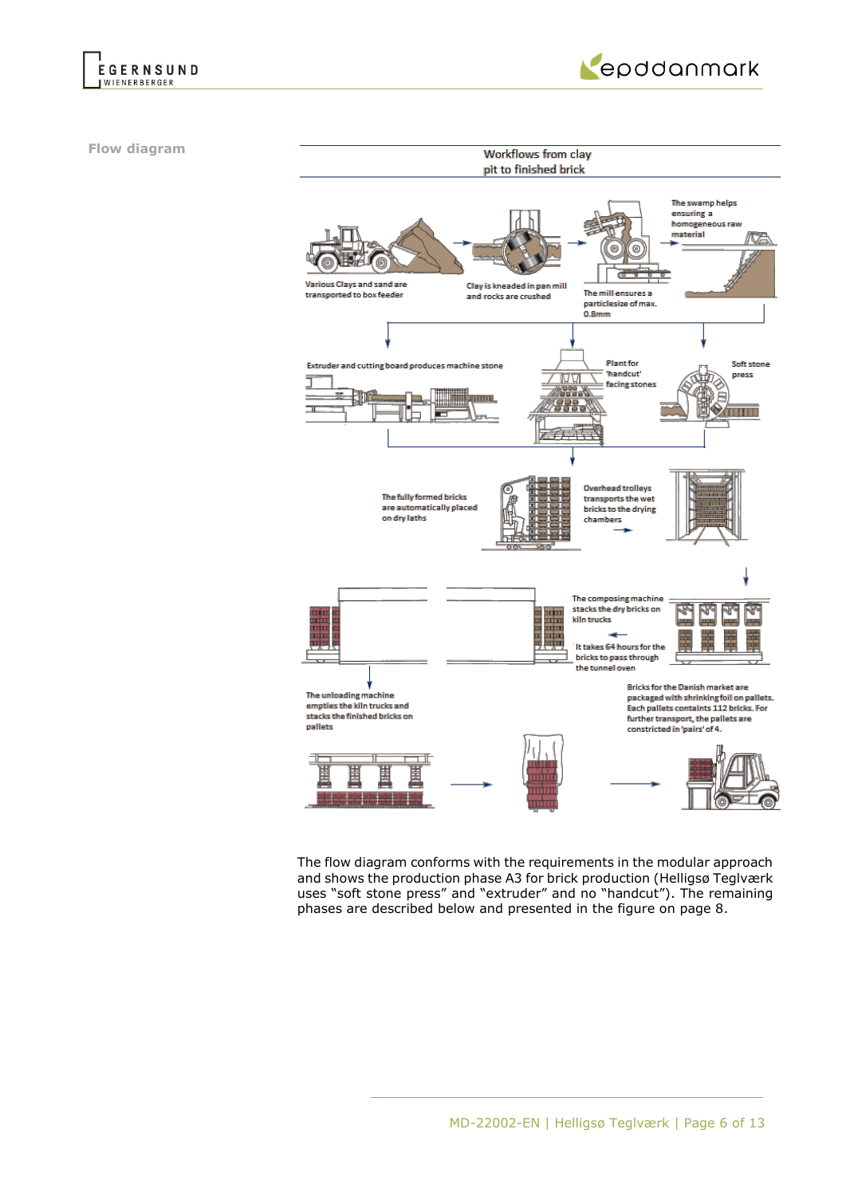**Flow diagram**

Workflows from clay pit to finished brick

Various Clays and sand are transported to box feeder

Clay is kneaded in pan mill and rocks are crushed

The mill ensures a particlesize of max. 0.8mm

The swamp helps ensuring a homogeneous raw material

Extruder and cutting board produces machine stone

Plant for 'handcut' facing stones

Soft stone press

The fully formed bricks are automatically placed on dry laths

Overhead trolleys transports the wet bricks to the drying chambers

The composing machine stacks the dry bricks on kiln trucks

It takes 64 hours for the bricks to pass through the tunnel oven

The unloading machine empties the kiln trucks and stacks the finished bricks on pallets

Bricks for the Danish market are packaged with shrinking foil on pallets. Each pallets containts 112 bricks. For further transport, the pallets are constricted in 'pairs' of 4.

The flow diagram conforms with the requirements in the modular approach and shows the production phase A3 for brick production (Helligsø Teglværk uses “soft stone press” and “extruder” and no “handcut”). The remaining phases are described below and presented in the figure on page 8.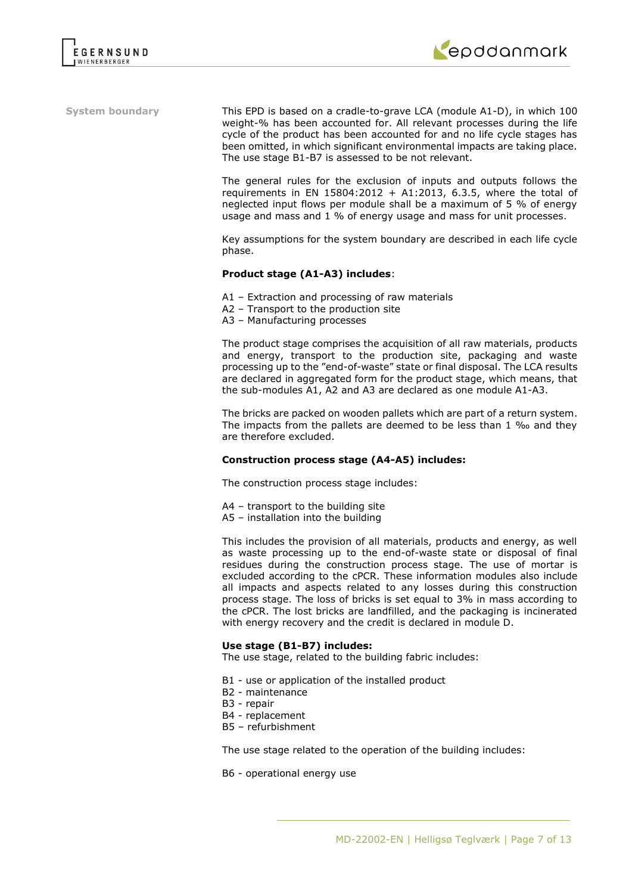**System boundary**

This EPD is based on a cradle-to-grave LCA (module A1-D), in which 100 weight-% has been accounted for. All relevant processes during the life cycle of the product has been accounted for and no life cycle stages has been omitted, in which significant environmental impacts are taking place. The use stage B1-B7 is assessed to be not relevant.

The general rules for the exclusion of inputs and outputs follows the requirements in EN 15804:2012 + A1:2013, 6.3.5, where the total of neglected input flows per module shall be a maximum of 5 % of energy usage and mass and 1 % of energy usage and mass for unit processes.

Key assumptions for the system boundary are described in each life cycle phase.

**Product stage (A1-A3) includes**:

A1 – Extraction and processing of raw materials
A2 – Transport to the production site
A3 – Manufacturing processes

The product stage comprises the acquisition of all raw materials, products and energy, transport to the production site, packaging and waste processing up to the "end-of-waste" state or final disposal. The LCA results are declared in aggregated form for the product stage, which means, that the sub-modules A1, A2 and A3 are declared as one module A1-A3.

The bricks are packed on wooden pallets which are part of a return system. The impacts from the pallets are deemed to be less than 1 ‰ and they are therefore excluded.

**Construction process stage (A4-A5) includes:**

The construction process stage includes:

A4 – transport to the building site
A5 – installation into the building

This includes the provision of all materials, products and energy, as well as waste processing up to the end-of-waste state or disposal of final residues during the construction process stage. The use of mortar is excluded according to the cPCR. These information modules also include all impacts and aspects related to any losses during this construction process stage. The loss of bricks is set equal to 3% in mass according to the cPCR. The lost bricks are landfilled, and the packaging is incinerated with energy recovery and the credit is declared in module D.

**Use stage (B1-B7) includes:**
The use stage, related to the building fabric includes:

B1 - use or application of the installed product
B2 - maintenance
B3 - repair
B4 - replacement
B5 – refurbishment

The use stage related to the operation of the building includes:

B6 - operational energy use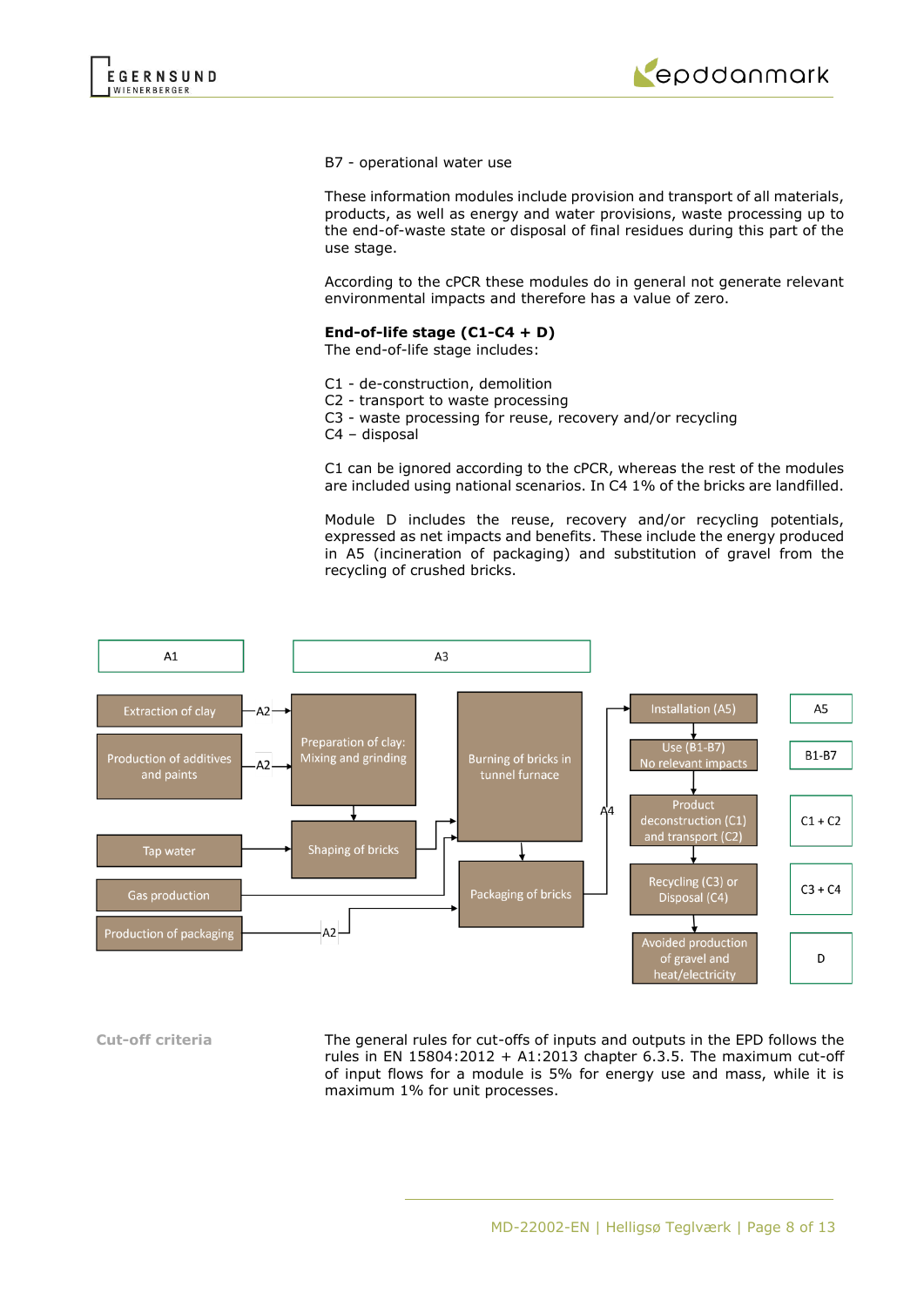B7 - operational water use

These information modules include provision and transport of all materials, products, as well as energy and water provisions, waste processing up to the end-of-waste state or disposal of final residues during this part of the use stage.

According to the cPCR these modules do in general not generate relevant environmental impacts and therefore has a value of zero.

**End-of-life stage (C1-C4 + D)**
The end-of-life stage includes:

C1 - de-construction, demolition
C2 - transport to waste processing
C3 - waste processing for reuse, recovery and/or recycling
C4 – disposal

C1 can be ignored according to the cPCR, whereas the rest of the modules are included using national scenarios. In C4 1% of the bricks are landfilled.

Module D includes the reuse, recovery and/or recycling potentials, expressed as net impacts and benefits. These include the energy produced in A5 (incineration of packaging) and substitution of gravel from the recycling of crushed bricks.

A1

A3

Extraction of clay —A2→

Production of additives and paints —A2→

Preparation of clay: Mixing and grinding

Burning of bricks in tunnel furnace

Installation (A5) — A5

Use (B1-B7) No relevant impacts — B1-B7

A4

Product deconstruction (C1) and transport (C2) — C1 + C2

Tap water

Shaping of bricks

Gas production

Packaging of bricks

Recycling (C3) or Disposal (C4) — C3 + C4

Production of packaging —A2

Avoided production of gravel and heat/electricity — D

**Cut-off criteria**

The general rules for cut-offs of inputs and outputs in the EPD follows the rules in EN 15804:2012 + A1:2013 chapter 6.3.5. The maximum cut-off of input flows for a module is 5% for energy use and mass, while it is maximum 1% for unit processes.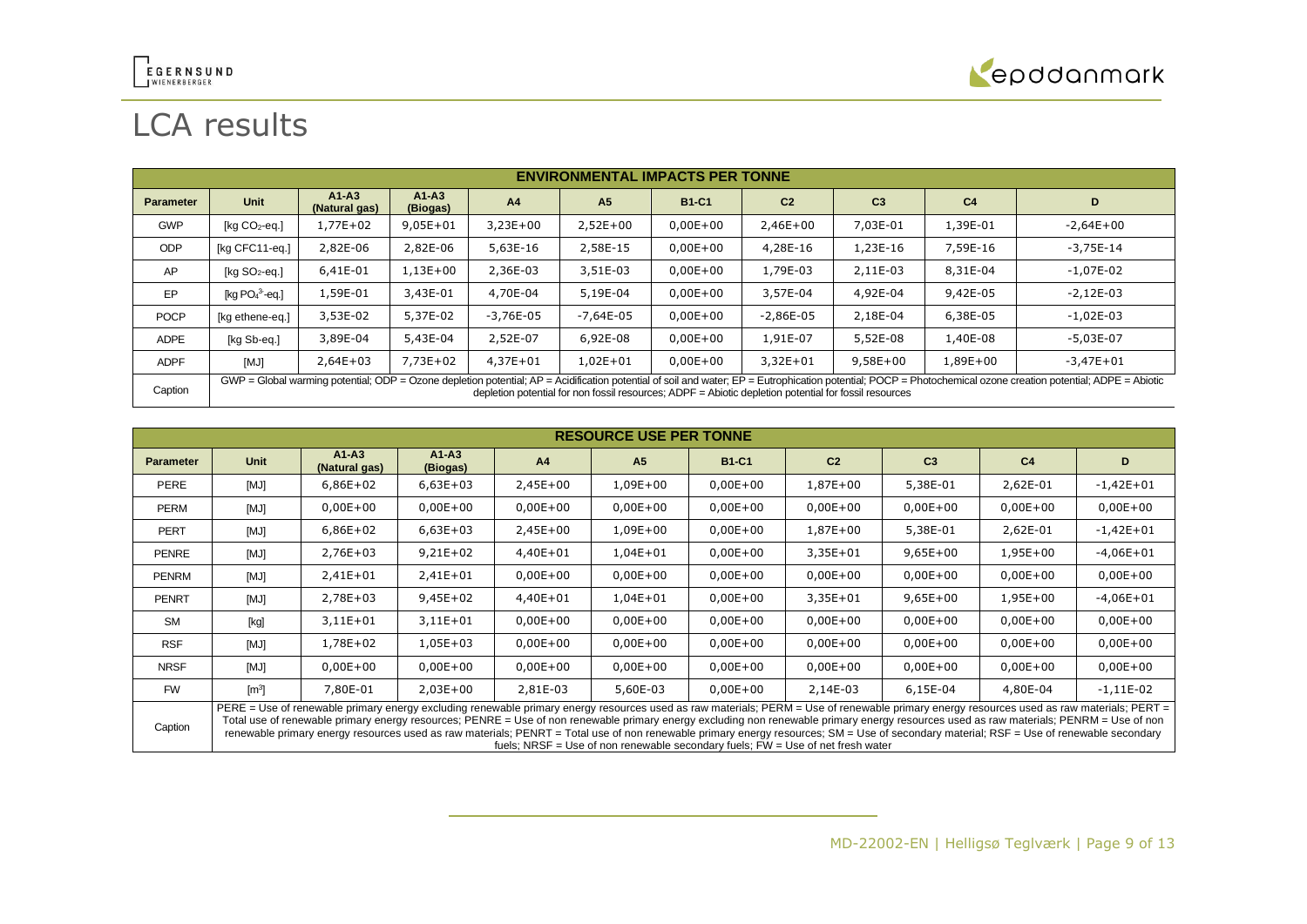# LCA results

| ENVIRONMENTAL IMPACTS PER TONNE | | | | | | | | | | |
|---|---|---|---|---|---|---|---|---|---|---|
| **Parameter** | **Unit** | **A1-A3 (Natural gas)** | **A1-A3 (Biogas)** | **A4** | **A5** | **B1-C1** | **C2** | **C3** | **C4** | **D** |
| GWP | [kg $CO_2$-eq.] | 1,77E+02 | 9,05E+01 | 3,23E+00 | 2,52E+00 | 0,00E+00 | 2,46E+00 | 7,03E-01 | 1,39E-01 | -2,64E+00 |
| ODP | [kg CFC11-eq.] | 2,82E-06 | 2,82E-06 | 5,63E-16 | 2,58E-15 | 0,00E+00 | 4,28E-16 | 1,23E-16 | 7,59E-16 | -3,75E-14 |
| AP | [kg $SO_2$-eq.] | 6,41E-01 | 1,13E+00 | 2,36E-03 | 3,51E-03 | 0,00E+00 | 1,79E-03 | 2,11E-03 | 8,31E-04 | -1,07E-02 |
| EP | [kg $PO_4^{3-}$-eq.] | 1,59E-01 | 3,43E-01 | 4,70E-04 | 5,19E-04 | 0,00E+00 | 3,57E-04 | 4,92E-04 | 9,42E-05 | -2,12E-03 |
| POCP | [kg ethene-eq.] | 3,53E-02 | 5,37E-02 | -3,76E-05 | -7,64E-05 | 0,00E+00 | -2,86E-05 | 2,18E-04 | 6,38E-05 | -1,02E-03 |
| ADPE | [kg Sb-eq.] | 3,89E-04 | 5,43E-04 | 2,52E-07 | 6,92E-08 | 0,00E+00 | 1,91E-07 | 5,52E-08 | 1,40E-08 | -5,03E-07 |
| ADPF | [MJ] | 2,64E+03 | 7,73E+02 | 4,37E+01 | 1,02E+01 | 0,00E+00 | 3,32E+01 | 9,58E+00 | 1,89E+00 | -3,47E+01 |
| Caption | GWP = Global warming potential; ODP = Ozone depletion potential; AP = Acidification potential of soil and water; EP = Eutrophication potential; POCP = Photochemical ozone creation potential; ADPE = Abiotic depletion potential for non fossil resources; ADPF = Abiotic depletion potential for fossil resources | | | | | | | | | |

| RESOURCE USE PER TONNE | | | | | | | | | | |
|---|---|---|---|---|---|---|---|---|---|---|
| **Parameter** | **Unit** | **A1-A3 (Natural gas)** | **A1-A3 (Biogas)** | **A4** | **A5** | **B1-C1** | **C2** | **C3** | **C4** | **D** |
| PERE | [MJ] | 6,86E+02 | 6,63E+03 | 2,45E+00 | 1,09E+00 | 0,00E+00 | 1,87E+00 | 5,38E-01 | 2,62E-01 | -1,42E+01 |
| PERM | [MJ] | 0,00E+00 | 0,00E+00 | 0,00E+00 | 0,00E+00 | 0,00E+00 | 0,00E+00 | 0,00E+00 | 0,00E+00 | 0,00E+00 |
| PERT | [MJ] | 6,86E+02 | 6,63E+03 | 2,45E+00 | 1,09E+00 | 0,00E+00 | 1,87E+00 | 5,38E-01 | 2,62E-01 | -1,42E+01 |
| PENRE | [MJ] | 2,76E+03 | 9,21E+02 | 4,40E+01 | 1,04E+01 | 0,00E+00 | 3,35E+01 | 9,65E+00 | 1,95E+00 | -4,06E+01 |
| PENRM | [MJ] | 2,41E+01 | 2,41E+01 | 0,00E+00 | 0,00E+00 | 0,00E+00 | 0,00E+00 | 0,00E+00 | 0,00E+00 | 0,00E+00 |
| PENRT | [MJ] | 2,78E+03 | 9,45E+02 | 4,40E+01 | 1,04E+01 | 0,00E+00 | 3,35E+01 | 9,65E+00 | 1,95E+00 | -4,06E+01 |
| SM | [kg] | 3,11E+01 | 3,11E+01 | 0,00E+00 | 0,00E+00 | 0,00E+00 | 0,00E+00 | 0,00E+00 | 0,00E+00 | 0,00E+00 |
| RSF | [MJ] | 1,78E+02 | 1,05E+03 | 0,00E+00 | 0,00E+00 | 0,00E+00 | 0,00E+00 | 0,00E+00 | 0,00E+00 | 0,00E+00 |
| NRSF | [MJ] | 0,00E+00 | 0,00E+00 | 0,00E+00 | 0,00E+00 | 0,00E+00 | 0,00E+00 | 0,00E+00 | 0,00E+00 | 0,00E+00 |
| FW | [$m^3$] | 7,80E-01 | 2,03E+00 | 2,81E-03 | 5,60E-03 | 0,00E+00 | 2,14E-03 | 6,15E-04 | 4,80E-04 | -1,11E-02 |
| Caption | PERE = Use of renewable primary energy excluding renewable primary energy resources used as raw materials; PERM = Use of renewable primary energy resources used as raw materials; PERT = Total use of renewable primary energy resources; PENRE = Use of non renewable primary energy excluding non renewable primary energy resources used as raw materials; PENRM = Use of non renewable primary energy resources used as raw materials; PENRT = Total use of non renewable primary energy resources; SM = Use of secondary material; RSF = Use of renewable secondary fuels; NRSF = Use of non renewable secondary fuels; FW = Use of net fresh water | | | | | | | | | |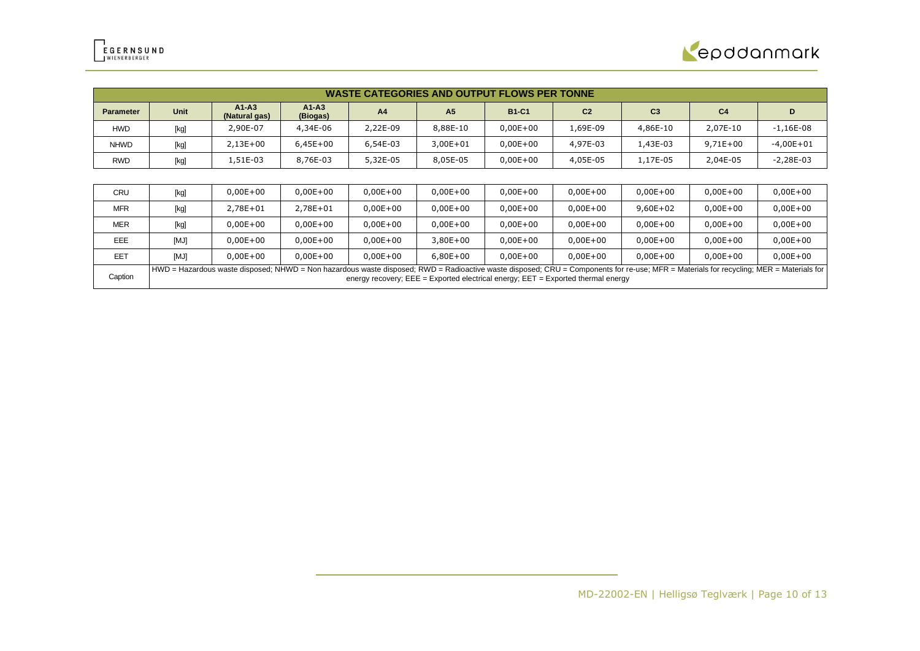| WASTE CATEGORIES AND OUTPUT FLOWS PER TONNE | | | | | | | | | | |
|---|---|---|---|---|---|---|---|---|---|---|
| **Parameter** | **Unit** | **A1-A3 (Natural gas)** | **A1-A3 (Biogas)** | **A4** | **A5** | **B1-C1** | **C2** | **C3** | **C4** | **D** |
| HWD | [kg] | 2,90E-07 | 4,34E-06 | 2,22E-09 | 8,88E-10 | 0,00E+00 | 1,69E-09 | 4,86E-10 | 2,07E-10 | -1,16E-08 |
| NHWD | [kg] | 2,13E+00 | 6,45E+00 | 6,54E-03 | 3,00E+01 | 0,00E+00 | 4,97E-03 | 1,43E-03 | 9,71E+00 | -4,00E+01 |
| RWD | [kg] | 1,51E-03 | 8,76E-03 | 5,32E-05 | 8,05E-05 | 0,00E+00 | 4,05E-05 | 1,17E-05 | 2,04E-05 | -2,28E-03 |
| CRU | [kg] | 0,00E+00 | 0,00E+00 | 0,00E+00 | 0,00E+00 | 0,00E+00 | 0,00E+00 | 0,00E+00 | 0,00E+00 | 0,00E+00 |
| MFR | [kg] | 2,78E+01 | 2,78E+01 | 0,00E+00 | 0,00E+00 | 0,00E+00 | 0,00E+00 | 9,60E+02 | 0,00E+00 | 0,00E+00 |
| MER | [kg] | 0,00E+00 | 0,00E+00 | 0,00E+00 | 0,00E+00 | 0,00E+00 | 0,00E+00 | 0,00E+00 | 0,00E+00 | 0,00E+00 |
| EEE | [MJ] | 0,00E+00 | 0,00E+00 | 0,00E+00 | 3,80E+00 | 0,00E+00 | 0,00E+00 | 0,00E+00 | 0,00E+00 | 0,00E+00 |
| EET | [MJ] | 0,00E+00 | 0,00E+00 | 0,00E+00 | 6,80E+00 | 0,00E+00 | 0,00E+00 | 0,00E+00 | 0,00E+00 | 0,00E+00 |
| Caption | HWD = Hazardous waste disposed; NHWD = Non hazardous waste disposed; RWD = Radioactive waste disposed; CRU = Components for re-use; MFR = Materials for recycling; MER = Materials for energy recovery; EEE = Exported electrical energy; EET = Exported thermal energy | | | | | | | | | |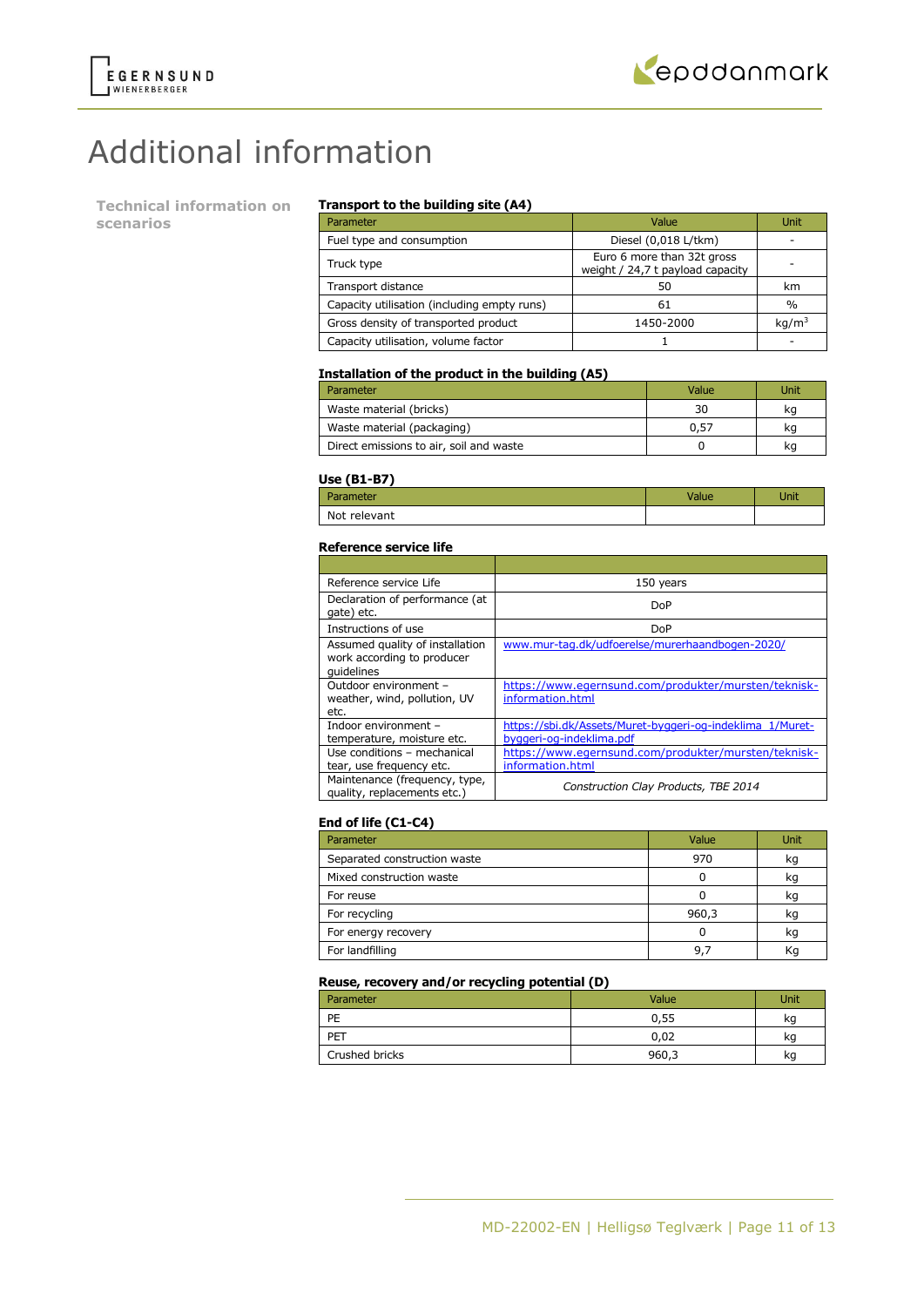# Additional information

## Technical information on scenarios

### Transport to the building site (A4)

| Parameter | Value | Unit |
|---|---|---|
| Fuel type and consumption | Diesel (0,018 L/tkm) | - |
| Truck type | Euro 6 more than 32t gross weight / 24,7 t payload capacity | - |
| Transport distance | 50 | km |
| Capacity utilisation (including empty runs) | 61 | % |
| Gross density of transported product | 1450-2000 | kg/m$^3$ |
| Capacity utilisation, volume factor | 1 | - |

### Installation of the product in the building (A5)

| Parameter | Value | Unit |
|---|---|---|
| Waste material (bricks) | 30 | kg |
| Waste material (packaging) | 0,57 | kg |
| Direct emissions to air, soil and waste | 0 | kg |

### Use (B1-B7)

| Parameter | Value | Unit |
|---|---|---|
| Not relevant | | |

### Reference service life

| | |
|---|---|
| Reference service Life | 150 years |
| Declaration of performance (at gate) etc. | DoP |
| Instructions of use | DoP |
| Assumed quality of installation work according to producer guidelines | www.mur-tag.dk/udfoerelse/murerhaandbogen-2020/ |
| Outdoor environment – weather, wind, pollution, UV etc. | https://www.egernsund.com/produkter/mursten/teknisk-information.html |
| Indoor environment – temperature, moisture etc. | https://sbi.dk/Assets/Muret-byggeri-og-indeklima_1/Muret-byggeri-og-indeklima.pdf |
| Use conditions – mechanical tear, use frequency etc. | https://www.egernsund.com/produkter/mursten/teknisk-information.html |
| Maintenance (frequency, type, quality, replacements etc.) | *Construction Clay Products, TBE 2014* |

### End of life (C1-C4)

| Parameter | Value | Unit |
|---|---|---|
| Separated construction waste | 970 | kg |
| Mixed construction waste | 0 | kg |
| For reuse | 0 | kg |
| For recycling | 960,3 | kg |
| For energy recovery | 0 | kg |
| For landfilling | 9,7 | Kg |

### Reuse, recovery and/or recycling potential (D)

| Parameter | Value | Unit |
|---|---|---|
| PE | 0,55 | kg |
| PET | 0,02 | kg |
| Crushed bricks | 960,3 | kg |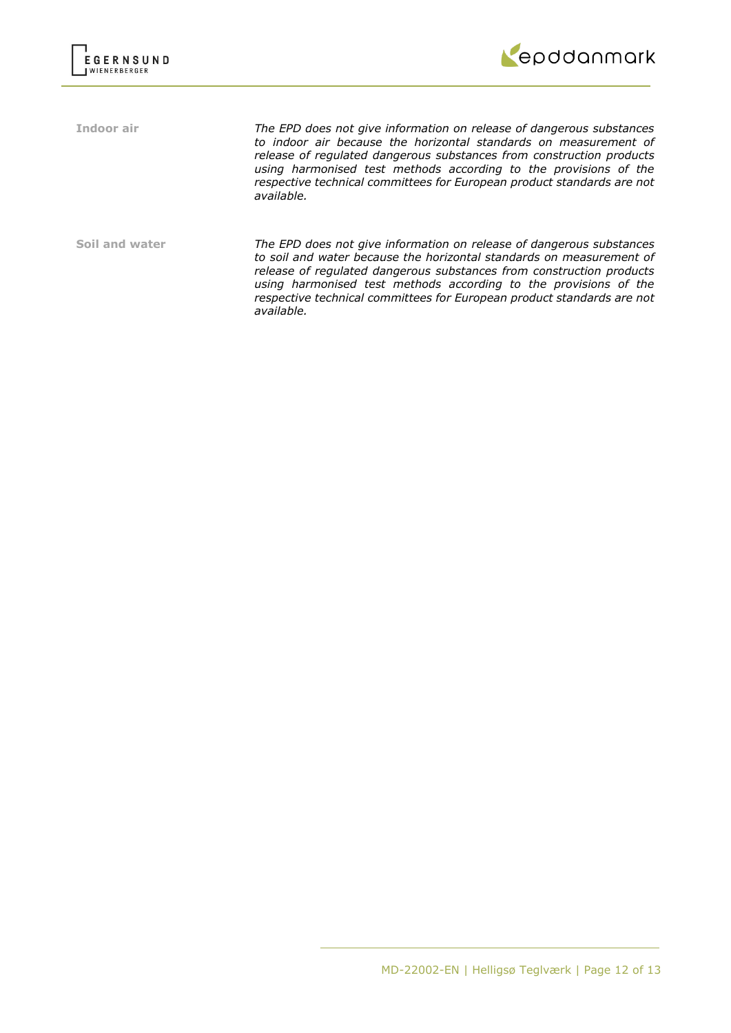**Indoor air**

*The EPD does not give information on release of dangerous substances to indoor air because the horizontal standards on measurement of release of regulated dangerous substances from construction products using harmonised test methods according to the provisions of the respective technical committees for European product standards are not available.*

**Soil and water**

*The EPD does not give information on release of dangerous substances to soil and water because the horizontal standards on measurement of release of regulated dangerous substances from construction products using harmonised test methods according to the provisions of the respective technical committees for European product standards are not available.*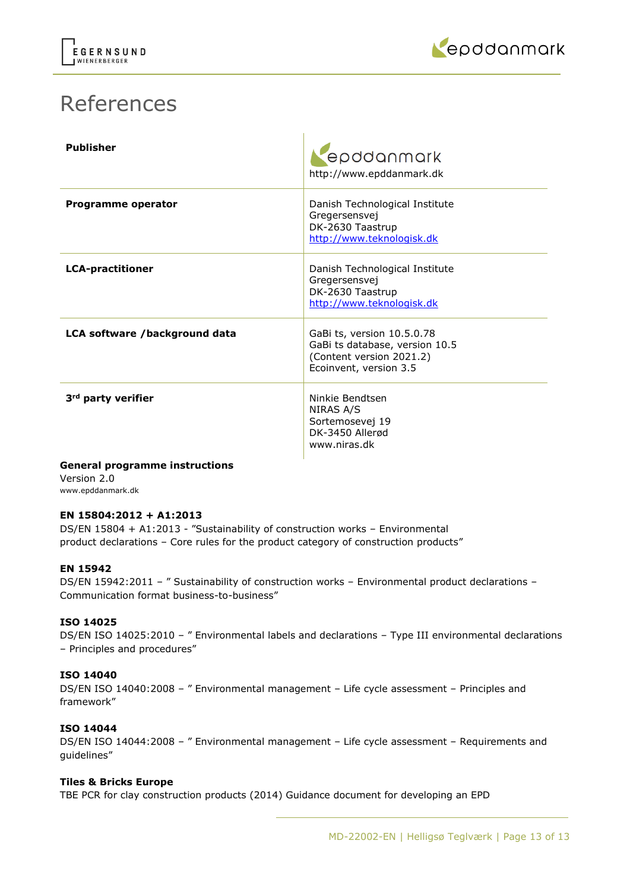# References

| | |
|---|---|
| **Publisher** | epddanmark<br>http://www.epddanmark.dk |
| **Programme operator** | Danish Technological Institute<br>Gregersensvej<br>DK-2630 Taastrup<br>http://www.teknologisk.dk |
| **LCA-practitioner** | Danish Technological Institute<br>Gregersensvej<br>DK-2630 Taastrup<br>http://www.teknologisk.dk |
| **LCA software /background data** | GaBi ts, version 10.5.0.78<br>GaBi ts database, version 10.5<br>(Content version 2021.2)<br>Ecoinvent, version 3.5 |
| **3rd party verifier** | Ninkie Bendtsen<br>NIRAS A/S<br>Sortemosevej 19<br>DK-3450 Allerød<br>www.niras.dk |

**General programme instructions**
Version 2.0
www.epddanmark.dk

**EN 15804:2012 + A1:2013**
DS/EN 15804 + A1:2013 - "Sustainability of construction works – Environmental product declarations – Core rules for the product category of construction products"

**EN 15942**
DS/EN 15942:2011 – " Sustainability of construction works – Environmental product declarations – Communication format business-to-business"

**ISO 14025**
DS/EN ISO 14025:2010 – " Environmental labels and declarations – Type III environmental declarations – Principles and procedures"

**ISO 14040**
DS/EN ISO 14040:2008 – " Environmental management – Life cycle assessment – Principles and framework"

**ISO 14044**
DS/EN ISO 14044:2008 – " Environmental management – Life cycle assessment – Requirements and guidelines"

**Tiles & Bricks Europe**
TBE PCR for clay construction products (2014) Guidance document for developing an EPD